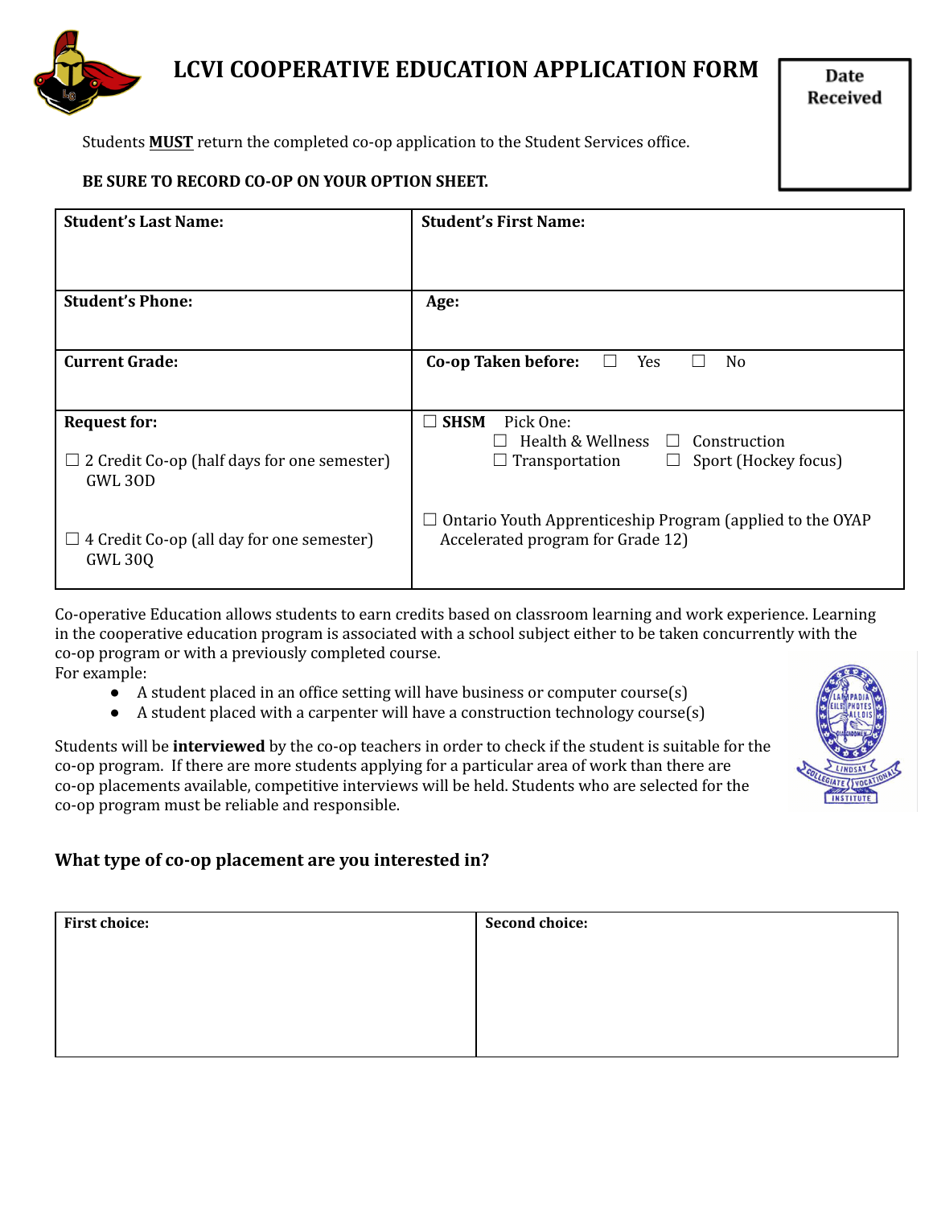# LCVI COOPERATIVE EDUCATION APPLICATION FORM

| Date Received |
|---|
| |

Students **MUST** return the completed co-op application to the Student Services office.

**BE SURE TO RECORD CO-OP ON YOUR OPTION SHEET.**

| **Student's Last Name:** | **Student's First Name:** |
|---|---|
| **Student's Phone:** | **Age:** |
| **Current Grade:** | **Co-op Taken before:** ☐ Yes ☐ No |
| **Request for:**<br><br>☐ 2 Credit Co-op (half days for one semester) GWL 3OD<br><br>☐ 4 Credit Co-op (all day for one semester) GWL 3OQ | ☐ **SHSM** Pick One:<br>☐ Health & Wellness ☐ Construction<br>☐ Transportation ☐ Sport (Hockey focus)<br><br>☐ Ontario Youth Apprenticeship Program (applied to the OYAP Accelerated program for Grade 12) |

Co-operative Education allows students to earn credits based on classroom learning and work experience. Learning in the cooperative education program is associated with a school subject either to be taken concurrently with the co-op program or with a previously completed course.

For example:

- A student placed in an office setting will have business or computer course(s)
- A student placed with a carpenter will have a construction technology course(s)

Students will be **interviewed** by the co-op teachers in order to check if the student is suitable for the co-op program. If there are more students applying for a particular area of work than there are co-op placements available, competitive interviews will be held. Students who are selected for the co-op program must be reliable and responsible.

### What type of co-op placement are you interested in?

| **First choice:** | **Second choice:** |
|---|---|
| | |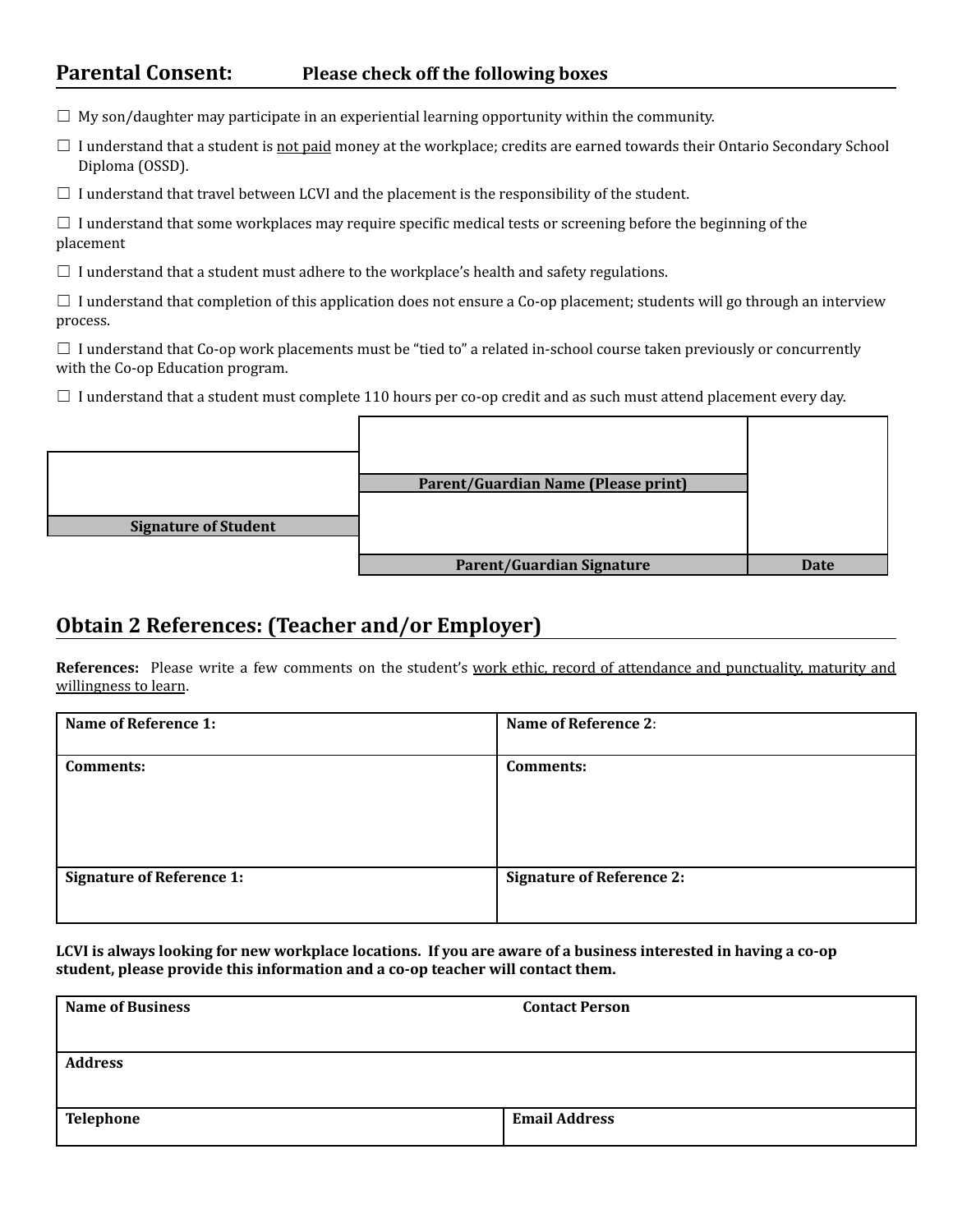## Parental Consent: Please check off the following boxes

☐ My son/daughter may participate in an experiential learning opportunity within the community.

☐ I understand that a student is <u>not paid</u> money at the workplace; credits are earned towards their Ontario Secondary School Diploma (OSSD).

☐ I understand that travel between LCVI and the placement is the responsibility of the student.

☐ I understand that some workplaces may require specific medical tests or screening before the beginning of the placement

☐ I understand that a student must adhere to the workplace's health and safety regulations.

☐ I understand that completion of this application does not ensure a Co-op placement; students will go through an interview process.

☐ I understand that Co-op work placements must be "tied to" a related in-school course taken previously or concurrently with the Co-op Education program.

☐ I understand that a student must complete 110 hours per co-op credit and as such must attend placement every day.

| | | |
|---|---|---|
| | | |
| | **Parent/Guardian Name (Please print)** | |
| **Signature of Student** | | |
| | **Parent/Guardian Signature** | **Date** |

## Obtain 2 References: (Teacher and/or Employer)

**References:** Please write a few comments on the student's <u>work ethic, record of attendance and punctuality, maturity and willingness to learn</u>.

| | |
|---|---|
| **Name of Reference 1:** | **Name of Reference 2**: |
| **Comments:** | **Comments:** |
| **Signature of Reference 1:** | **Signature of Reference 2:** |

**LCVI is always looking for new workplace locations. If you are aware of a business interested in having a co-op student, please provide this information and a co-op teacher will contact them.**

| | |
|---|---|
| **Name of Business** | **Contact Person** |
| **Address** | |
| **Telephone** | **Email Address** |